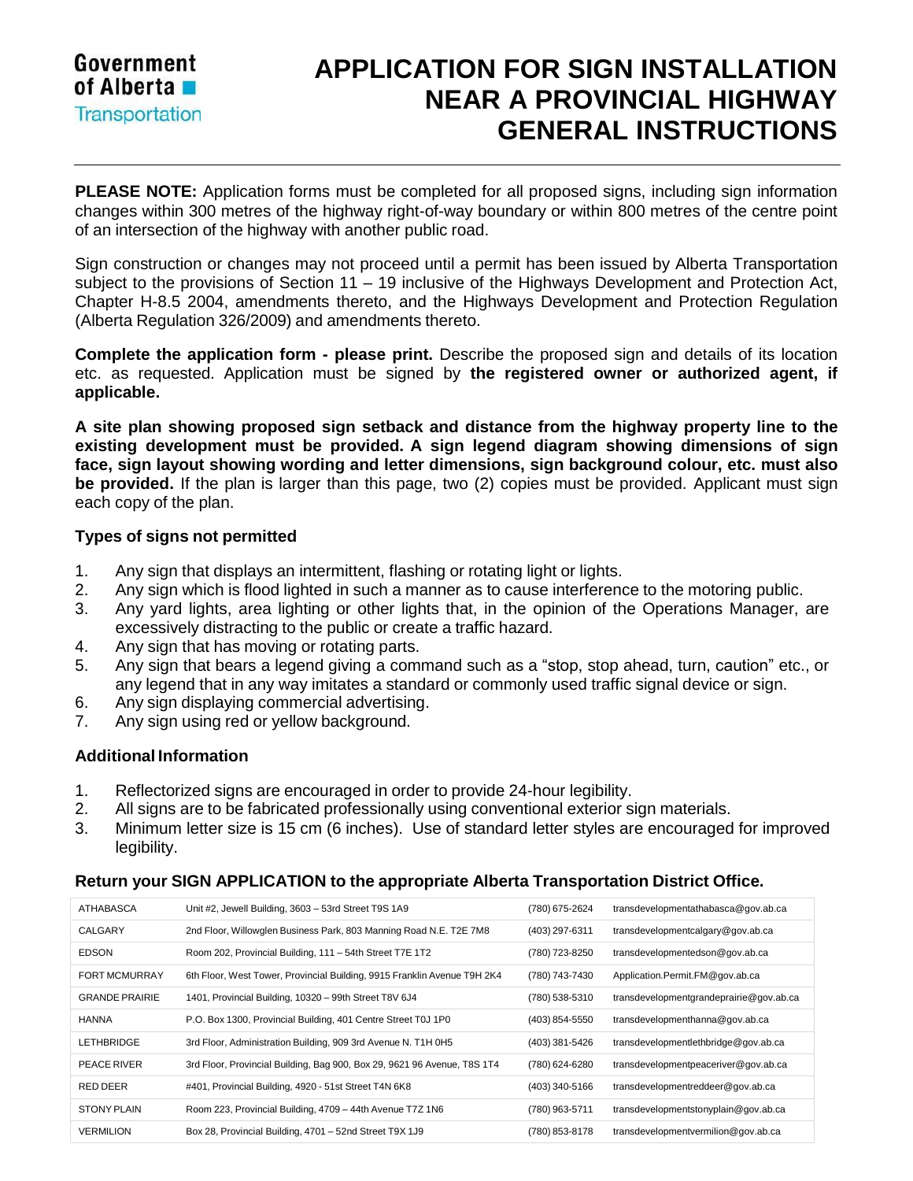Government of Alberta
Transportation

# APPLICATION FOR SIGN INSTALLATION NEAR A PROVINCIAL HIGHWAY GENERAL INSTRUCTIONS

**PLEASE NOTE:** Application forms must be completed for all proposed signs, including sign information changes within 300 metres of the highway right-of-way boundary or within 800 metres of the centre point of an intersection of the highway with another public road.

Sign construction or changes may not proceed until a permit has been issued by Alberta Transportation subject to the provisions of Section 11 – 19 inclusive of the Highways Development and Protection Act, Chapter H-8.5 2004, amendments thereto, and the Highways Development and Protection Regulation (Alberta Regulation 326/2009) and amendments thereto.

**Complete the application form - please print.** Describe the proposed sign and details of its location etc. as requested. Application must be signed by **the registered owner or authorized agent, if applicable.**

**A site plan showing proposed sign setback and distance from the highway property line to the existing development must be provided. A sign legend diagram showing dimensions of sign face, sign layout showing wording and letter dimensions, sign background colour, etc. must also be provided.** If the plan is larger than this page, two (2) copies must be provided. Applicant must sign each copy of the plan.

### Types of signs not permitted

1. Any sign that displays an intermittent, flashing or rotating light or lights.
2. Any sign which is flood lighted in such a manner as to cause interference to the motoring public.
3. Any yard lights, area lighting or other lights that, in the opinion of the Operations Manager, are excessively distracting to the public or create a traffic hazard.
4. Any sign that has moving or rotating parts.
5. Any sign that bears a legend giving a command such as a "stop, stop ahead, turn, caution" etc., or any legend that in any way imitates a standard or commonly used traffic signal device or sign.
6. Any sign displaying commercial advertising.
7. Any sign using red or yellow background.

### Additional Information

1. Reflectorized signs are encouraged in order to provide 24-hour legibility.
2. All signs are to be fabricated professionally using conventional exterior sign materials.
3. Minimum letter size is 15 cm (6 inches). Use of standard letter styles are encouraged for improved legibility.

### Return your SIGN APPLICATION to the appropriate Alberta Transportation District Office.

| | | | |
|---|---|---|---|
| ATHABASCA | Unit #2, Jewell Building, 3603 – 53rd Street T9S 1A9 | (780) 675-2624 | transdevelopmentathabasca@gov.ab.ca |
| CALGARY | 2nd Floor, Willowglen Business Park, 803 Manning Road N.E. T2E 7M8 | (403) 297-6311 | transdevelopmentcalgary@gov.ab.ca |
| EDSON | Room 202, Provincial Building, 111 – 54th Street T7E 1T2 | (780) 723-8250 | transdevelopmentedson@gov.ab.ca |
| FORT MCMURRAY | 6th Floor, West Tower, Provincial Building, 9915 Franklin Avenue T9H 2K4 | (780) 743-7430 | Application.Permit.FM@gov.ab.ca |
| GRANDE PRAIRIE | 1401, Provincial Building, 10320 – 99th Street T8V 6J4 | (780) 538-5310 | transdevelopmentgrandeprairie@gov.ab.ca |
| HANNA | P.O. Box 1300, Provincial Building, 401 Centre Street T0J 1P0 | (403) 854-5550 | transdevelopmenthanna@gov.ab.ca |
| LETHBRIDGE | 3rd Floor, Administration Building, 909 3rd Avenue N. T1H 0H5 | (403) 381-5426 | transdevelopmentlethbridge@gov.ab.ca |
| PEACE RIVER | 3rd Floor, Provincial Building, Bag 900, Box 29, 9621 96 Avenue, T8S 1T4 | (780) 624-6280 | transdevelopmentpeaceriver@gov.ab.ca |
| RED DEER | #401, Provincial Building, 4920 - 51st Street T4N 6K8 | (403) 340-5166 | transdevelopmentreddeer@gov.ab.ca |
| STONY PLAIN | Room 223, Provincial Building, 4709 – 44th Avenue T7Z 1N6 | (780) 963-5711 | transdevelopmentstonyplain@gov.ab.ca |
| VERMILION | Box 28, Provincial Building, 4701 – 52nd Street T9X 1J9 | (780) 853-8178 | transdevelopmentvermilion@gov.ab.ca |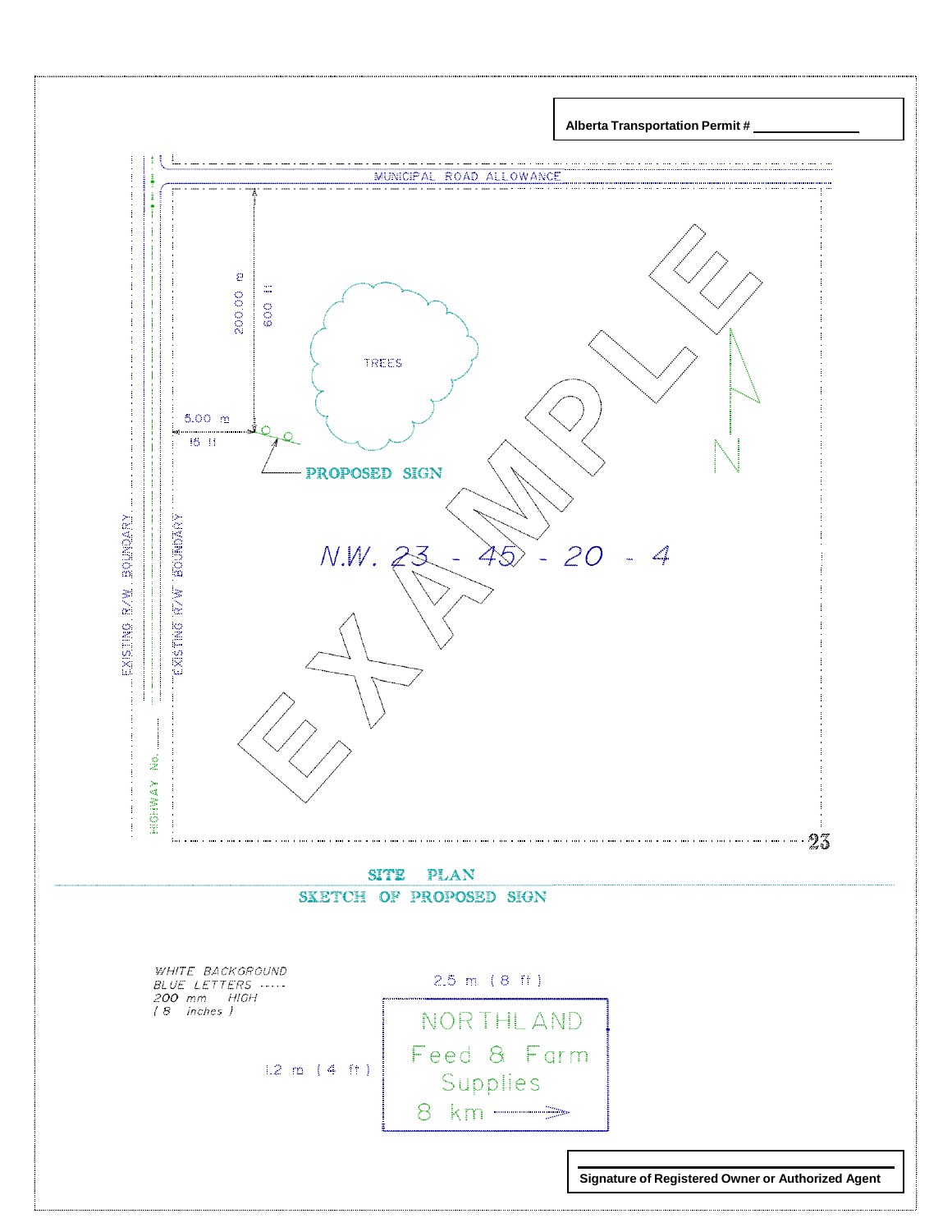**Alberta Transportation Permit # ______________**

MUNICIPAL ROAD ALLOWANCE

200.00 m

600 ft

TREES

5.00 m

15 ft

PROPOSED SIGN

N.W. 23 - 45 - 20 - 4

EXAMPLE

N

EXISTING R/W BOUNDARY

EXISTING R/W BOUNDARY

HIGHWAY No. ____

23

SITE PLAN

SKETCH OF PROPOSED SIGN

WHITE BACKGROUND
BLUE LETTERS -----
200 mm HIGH
( 8 inches )

2.5 m ( 8 ft )

1.2 m ( 4 ft )

NORTHLAND
Feed & Farm
Supplies
8 km ⟶

**Signature of Registered Owner or Authorized Agent**